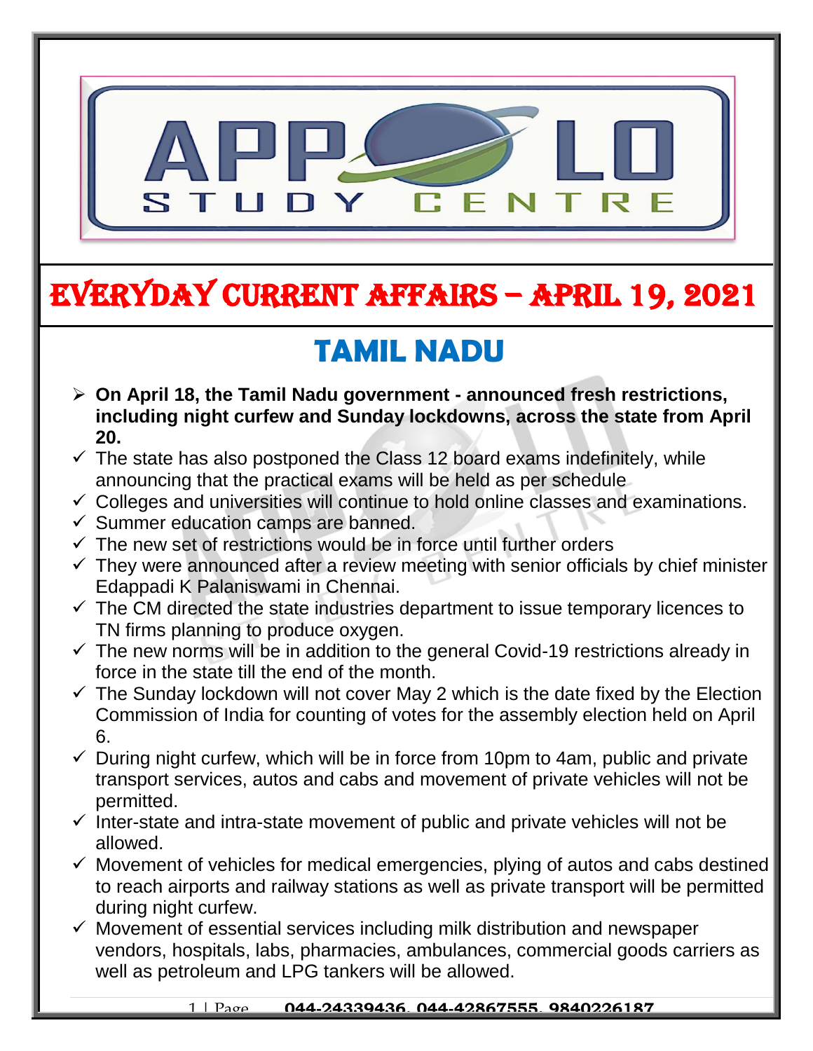# EVERYDAY CURRENT AFFAIRS – APRIL 19, 2021

## TAMIL NADU

- **On April 18, the Tamil Nadu government - announced fresh restrictions, including night curfew and Sunday lockdowns, across the state from April 20.**
- The state has also postponed the Class 12 board exams indefinitely, while announcing that the practical exams will be held as per schedule
- Colleges and universities will continue to hold online classes and examinations.
- Summer education camps are banned.
- The new set of restrictions would be in force until further orders
- They were announced after a review meeting with senior officials by chief minister Edappadi K Palaniswami in Chennai.
- The CM directed the state industries department to issue temporary licences to TN firms planning to produce oxygen.
- The new norms will be in addition to the general Covid-19 restrictions already in force in the state till the end of the month.
- The Sunday lockdown will not cover May 2 which is the date fixed by the Election Commission of India for counting of votes for the assembly election held on April 6.
- During night curfew, which will be in force from 10pm to 4am, public and private transport services, autos and cabs and movement of private vehicles will not be permitted.
- Inter-state and intra-state movement of public and private vehicles will not be allowed.
- Movement of vehicles for medical emergencies, plying of autos and cabs destined to reach airports and railway stations as well as private transport will be permitted during night curfew.
- Movement of essential services including milk distribution and newspaper vendors, hospitals, labs, pharmacies, ambulances, commercial goods carriers as well as petroleum and LPG tankers will be allowed.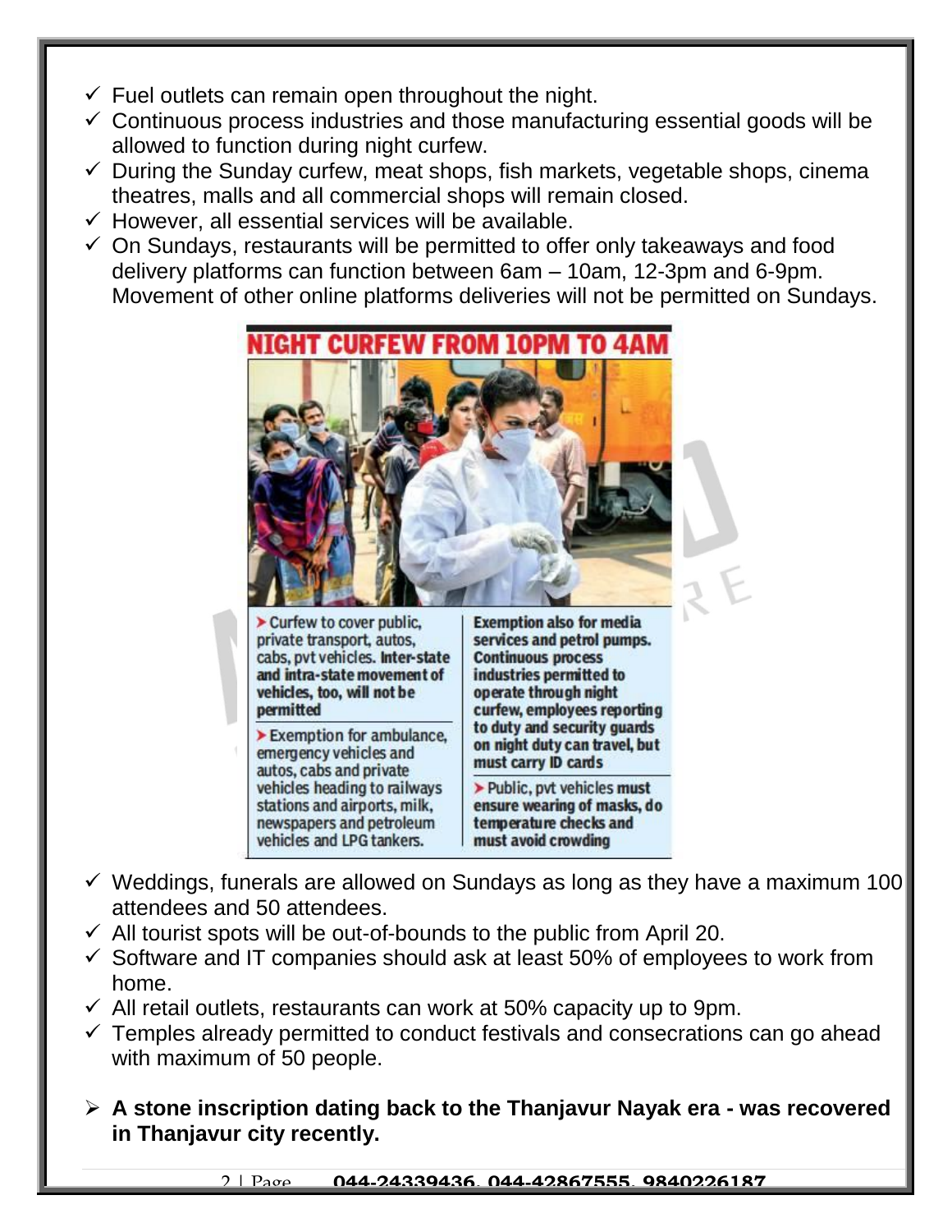- ✓ Fuel outlets can remain open throughout the night.
- ✓ Continuous process industries and those manufacturing essential goods will be allowed to function during night curfew.
- ✓ During the Sunday curfew, meat shops, fish markets, vegetable shops, cinema theatres, malls and all commercial shops will remain closed.
- ✓ However, all essential services will be available.
- ✓ On Sundays, restaurants will be permitted to offer only takeaways and food delivery platforms can function between 6am – 10am, 12-3pm and 6-9pm. Movement of other online platforms deliveries will not be permitted on Sundays.

**NIGHT CURFEW FROM 10PM TO 4AM**

- Curfew to cover public, private transport, autos, cabs, pvt vehicles. **Inter-state and intra-state movement of vehicles, too, will not be permitted**
- Exemption for ambulance, emergency vehicles and autos, cabs and private vehicles heading to railways stations and airports, milk, newspapers and petroleum vehicles and LPG tankers.
- **Exemption also for media services and petrol pumps. Continuous process industries permitted to operate through night curfew, employees reporting to duty and security guards on night duty can travel, but must carry ID cards**
- Public, pvt vehicles **must ensure wearing of masks, do temperature checks and must avoid crowding**

- ✓ Weddings, funerals are allowed on Sundays as long as they have a maximum 100 attendees and 50 attendees.
- ✓ All tourist spots will be out-of-bounds to the public from April 20.
- ✓ Software and IT companies should ask at least 50% of employees to work from home.
- ✓ All retail outlets, restaurants can work at 50% capacity up to 9pm.
- ✓ Temples already permitted to conduct festivals and consecrations can go ahead with maximum of 50 people.

- **A stone inscription dating back to the Thanjavur Nayak era - was recovered in Thanjavur city recently.**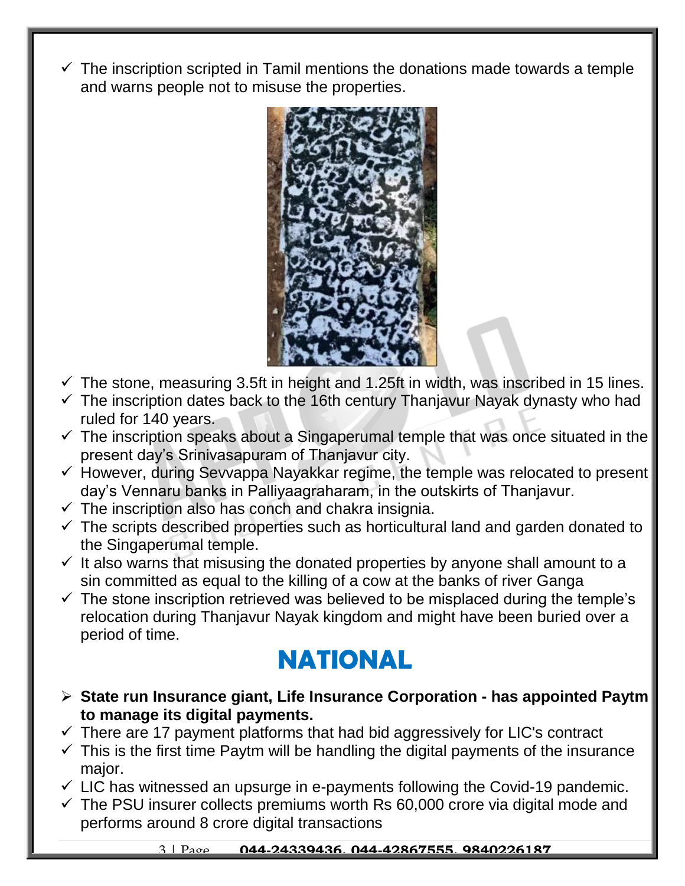- ✓ The inscription scripted in Tamil mentions the donations made towards a temple and warns people not to misuse the properties.
- ✓ The stone, measuring 3.5ft in height and 1.25ft in width, was inscribed in 15 lines.
- ✓ The inscription dates back to the 16th century Thanjavur Nayak dynasty who had ruled for 140 years.
- ✓ The inscription speaks about a Singaperumal temple that was once situated in the present day's Srinivasapuram of Thanjavur city.
- ✓ However, during Sevvappa Nayakkar regime, the temple was relocated to present day's Vennaru banks in Palliyaagraharam, in the outskirts of Thanjavur.
- ✓ The inscription also has conch and chakra insignia.
- ✓ The scripts described properties such as horticultural land and garden donated to the Singaperumal temple.
- ✓ It also warns that misusing the donated properties by anyone shall amount to a sin committed as equal to the killing of a cow at the banks of river Ganga
- ✓ The stone inscription retrieved was believed to be misplaced during the temple's relocation during Thanjavur Nayak kingdom and might have been buried over a period of time.

# NATIONAL

- ➢ **State run Insurance giant, Life Insurance Corporation - has appointed Paytm to manage its digital payments.**
- ✓ There are 17 payment platforms that had bid aggressively for LIC's contract
- ✓ This is the first time Paytm will be handling the digital payments of the insurance major.
- ✓ LIC has witnessed an upsurge in e-payments following the Covid-19 pandemic.
- ✓ The PSU insurer collects premiums worth Rs 60,000 crore via digital mode and performs around 8 crore digital transactions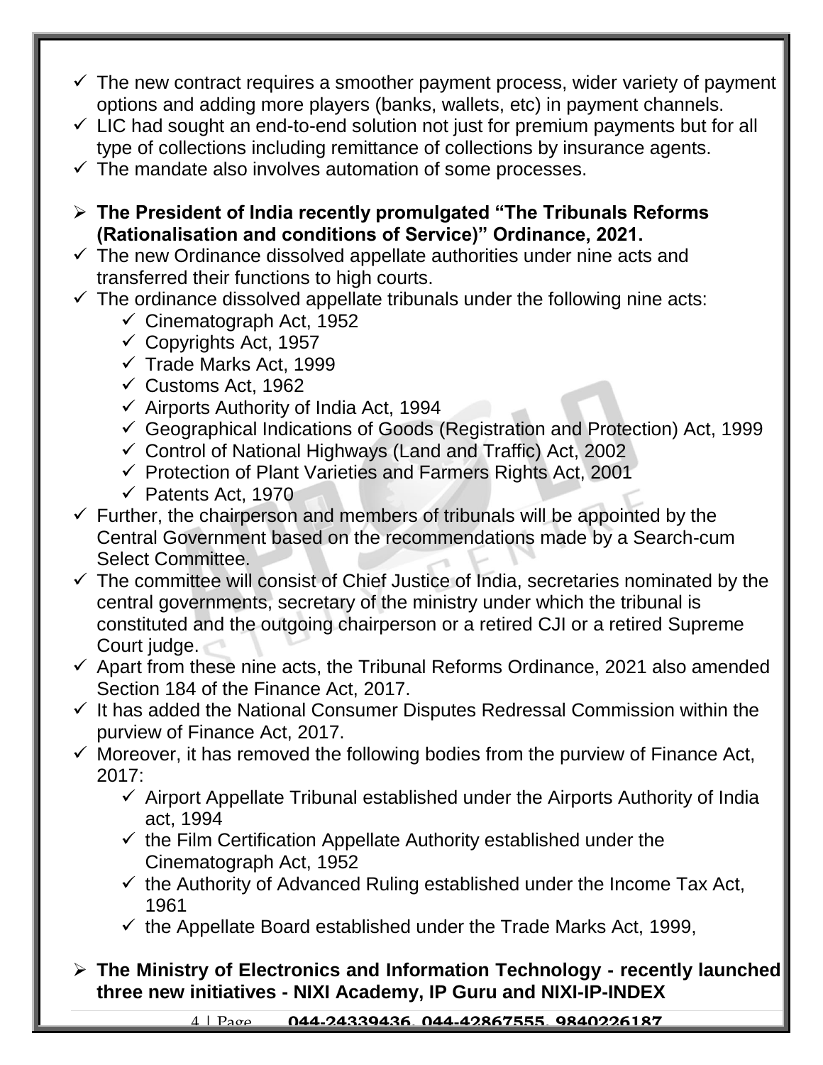- ✓ The new contract requires a smoother payment process, wider variety of payment options and adding more players (banks, wallets, etc) in payment channels.
- ✓ LIC had sought an end-to-end solution not just for premium payments but for all type of collections including remittance of collections by insurance agents.
- ✓ The mandate also involves automation of some processes.

## ➢ **The President of India recently promulgated "The Tribunals Reforms (Rationalisation and conditions of Service)" Ordinance, 2021.**

- ✓ The new Ordinance dissolved appellate authorities under nine acts and transferred their functions to high courts.
- ✓ The ordinance dissolved appellate tribunals under the following nine acts:
  - ✓ Cinematograph Act, 1952
  - ✓ Copyrights Act, 1957
  - ✓ Trade Marks Act, 1999
  - ✓ Customs Act, 1962
  - ✓ Airports Authority of India Act, 1994
  - ✓ Geographical Indications of Goods (Registration and Protection) Act, 1999
  - ✓ Control of National Highways (Land and Traffic) Act, 2002
  - ✓ Protection of Plant Varieties and Farmers Rights Act, 2001
  - ✓ Patents Act, 1970
- ✓ Further, the chairperson and members of tribunals will be appointed by the Central Government based on the recommendations made by a Search-cum Select Committee.
- ✓ The committee will consist of Chief Justice of India, secretaries nominated by the central governments, secretary of the ministry under which the tribunal is constituted and the outgoing chairperson or a retired CJI or a retired Supreme Court judge.
- ✓ Apart from these nine acts, the Tribunal Reforms Ordinance, 2021 also amended Section 184 of the Finance Act, 2017.
- ✓ It has added the National Consumer Disputes Redressal Commission within the purview of Finance Act, 2017.
- ✓ Moreover, it has removed the following bodies from the purview of Finance Act, 2017:
  - ✓ Airport Appellate Tribunal established under the Airports Authority of India act, 1994
  - ✓ the Film Certification Appellate Authority established under the Cinematograph Act, 1952
  - ✓ the Authority of Advanced Ruling established under the Income Tax Act, 1961
  - ✓ the Appellate Board established under the Trade Marks Act, 1999,

## ➢ **The Ministry of Electronics and Information Technology - recently launched three new initiatives - NIXI Academy, IP Guru and NIXI-IP-INDEX**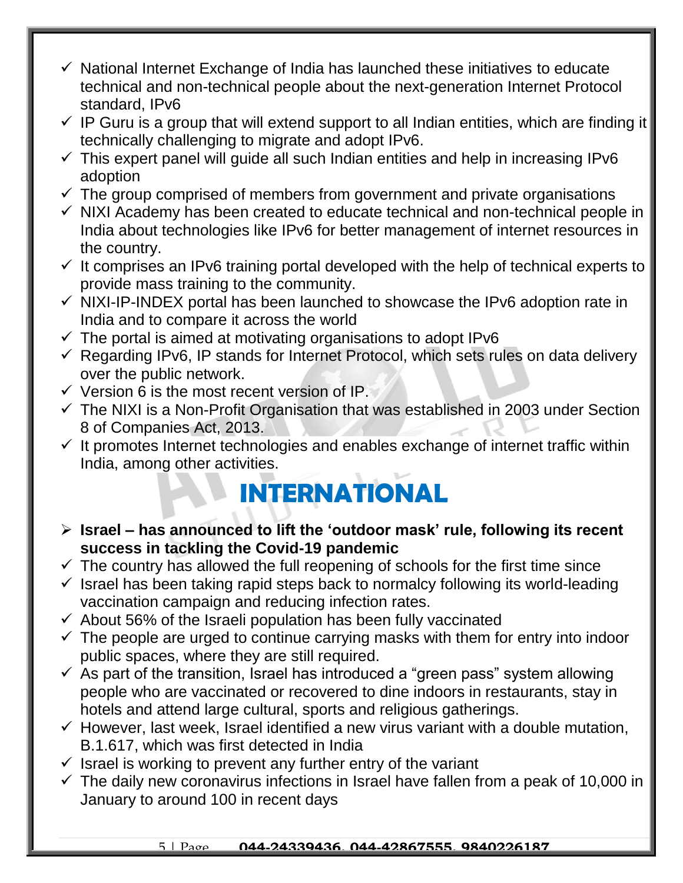- National Internet Exchange of India has launched these initiatives to educate technical and non-technical people about the next-generation Internet Protocol standard, IPv6
- IP Guru is a group that will extend support to all Indian entities, which are finding it technically challenging to migrate and adopt IPv6.
- This expert panel will guide all such Indian entities and help in increasing IPv6 adoption
- The group comprised of members from government and private organisations
- NIXI Academy has been created to educate technical and non-technical people in India about technologies like IPv6 for better management of internet resources in the country.
- It comprises an IPv6 training portal developed with the help of technical experts to provide mass training to the community.
- NIXI-IP-INDEX portal has been launched to showcase the IPv6 adoption rate in India and to compare it across the world
- The portal is aimed at motivating organisations to adopt IPv6
- Regarding IPv6, IP stands for Internet Protocol, which sets rules on data delivery over the public network.
- Version 6 is the most recent version of IP.
- The NIXI is a Non-Profit Organisation that was established in 2003 under Section 8 of Companies Act, 2013.
- It promotes Internet technologies and enables exchange of internet traffic within India, among other activities.

# INTERNATIONAL

- **Israel – has announced to lift the 'outdoor mask' rule, following its recent success in tackling the Covid-19 pandemic**
- The country has allowed the full reopening of schools for the first time since
- Israel has been taking rapid steps back to normalcy following its world-leading vaccination campaign and reducing infection rates.
- About 56% of the Israeli population has been fully vaccinated
- The people are urged to continue carrying masks with them for entry into indoor public spaces, where they are still required.
- As part of the transition, Israel has introduced a "green pass" system allowing people who are vaccinated or recovered to dine indoors in restaurants, stay in hotels and attend large cultural, sports and religious gatherings.
- However, last week, Israel identified a new virus variant with a double mutation, B.1.617, which was first detected in India
- Israel is working to prevent any further entry of the variant
- The daily new coronavirus infections in Israel have fallen from a peak of 10,000 in January to around 100 in recent days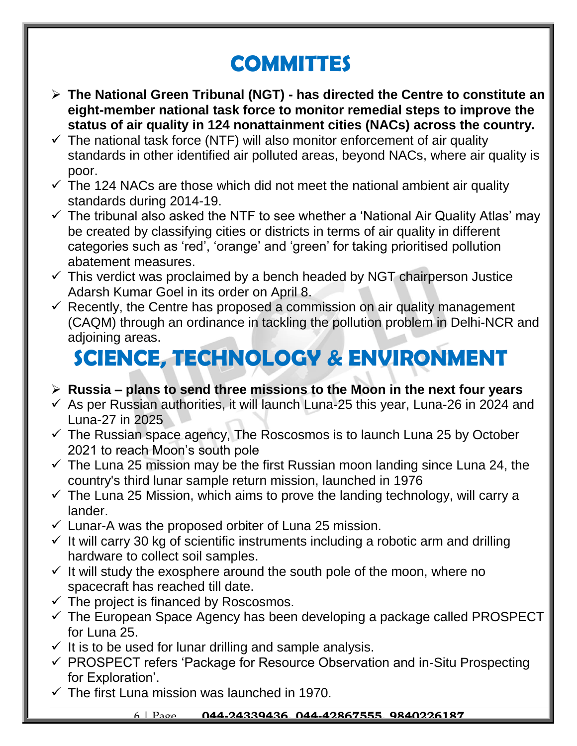# COMMITTES

- **The National Green Tribunal (NGT) - has directed the Centre to constitute an eight-member national task force to monitor remedial steps to improve the status of air quality in 124 nonattainment cities (NACs) across the country.**
- The national task force (NTF) will also monitor enforcement of air quality standards in other identified air polluted areas, beyond NACs, where air quality is poor.
- The 124 NACs are those which did not meet the national ambient air quality standards during 2014-19.
- The tribunal also asked the NTF to see whether a 'National Air Quality Atlas' may be created by classifying cities or districts in terms of air quality in different categories such as 'red', 'orange' and 'green' for taking prioritised pollution abatement measures.
- This verdict was proclaimed by a bench headed by NGT chairperson Justice Adarsh Kumar Goel in its order on April 8.
- Recently, the Centre has proposed a commission on air quality management (CAQM) through an ordinance in tackling the pollution problem in Delhi-NCR and adjoining areas.

# SCIENCE, TECHNOLOGY & ENVIRONMENT

- **Russia – plans to send three missions to the Moon in the next four years**
- As per Russian authorities, it will launch Luna-25 this year, Luna-26 in 2024 and Luna-27 in 2025
- The Russian space agency, The Roscosmos is to launch Luna 25 by October 2021 to reach Moon's south pole
- The Luna 25 mission may be the first Russian moon landing since Luna 24, the country's third lunar sample return mission, launched in 1976
- The Luna 25 Mission, which aims to prove the landing technology, will carry a lander.
- Lunar-A was the proposed orbiter of Luna 25 mission.
- It will carry 30 kg of scientific instruments including a robotic arm and drilling hardware to collect soil samples.
- It will study the exosphere around the south pole of the moon, where no spacecraft has reached till date.
- The project is financed by Roscosmos.
- The European Space Agency has been developing a package called PROSPECT for Luna 25.
- It is to be used for lunar drilling and sample analysis.
- PROSPECT refers 'Package for Resource Observation and in-Situ Prospecting for Exploration'.
- The first Luna mission was launched in 1970.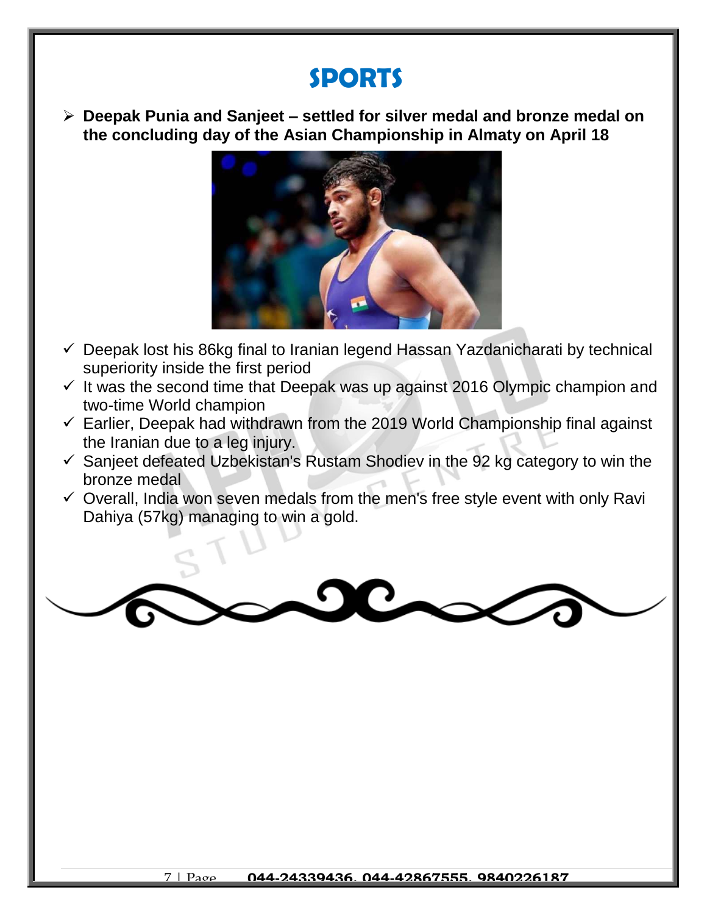# SPORTS

- **Deepak Punia and Sanjeet – settled for silver medal and bronze medal on the concluding day of the Asian Championship in Almaty on April 18**

- ✓ Deepak lost his 86kg final to Iranian legend Hassan Yazdanicharati by technical superiority inside the first period
- ✓ It was the second time that Deepak was up against 2016 Olympic champion and two-time World champion
- ✓ Earlier, Deepak had withdrawn from the 2019 World Championship final against the Iranian due to a leg injury.
- ✓ Sanjeet defeated Uzbekistan's Rustam Shodiev in the 92 kg category to win the bronze medal
- ✓ Overall, India won seven medals from the men's free style event with only Ravi Dahiya (57kg) managing to win a gold.